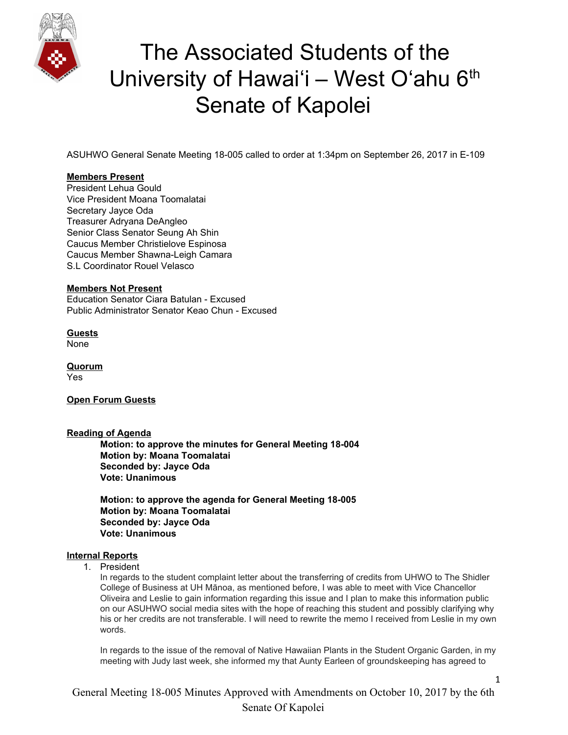# The Associated Students of the University of Hawaiʻi – West Oʻahu 6th Senate of Kapolei

ASUHWO General Senate Meeting 18-005 called to order at 1:34pm on September 26, 2017 in E-109

**Members Present**

President Lehua Gould
Vice President Moana Toomalatai
Secretary Jayce Oda
Treasurer Adryana DeAngleo
Senior Class Senator Seung Ah Shin
Caucus Member Christielove Espinosa
Caucus Member Shawna-Leigh Camara
S.L Coordinator Rouel Velasco

**Members Not Present**

Education Senator Ciara Batulan - Excused
Public Administrator Senator Keao Chun - Excused

**Guests**

None

**Quorum**

Yes

**Open Forum Guests**

**Reading of Agenda**

> **Motion: to approve the minutes for General Meeting 18-004**
> **Motion by: Moana Toomalatai**
> **Seconded by: Jayce Oda**
> **Vote: Unanimous**
>
> **Motion: to approve the agenda for General Meeting 18-005**
> **Motion by: Moana Toomalatai**
> **Seconded by: Jayce Oda**
> **Vote: Unanimous**

**Internal Reports**

1. President

   In regards to the student complaint letter about the transferring of credits from UHWO to The Shidler College of Business at UH Mānoa, as mentioned before, I was able to meet with Vice Chancellor Oliveira and Leslie to gain information regarding this issue and I plan to make this information public on our ASUHWO social media sites with the hope of reaching this student and possibly clarifying why his or her credits are not transferable. I will need to rewrite the memo I received from Leslie in my own words.

   In regards to the issue of the removal of Native Hawaiian Plants in the Student Organic Garden, in my meeting with Judy last week, she informed my that Aunty Earleen of groundskeeping has agreed to

General Meeting 18-005 Minutes Approved with Amendments on October 10, 2017 by the 6th Senate Of Kapolei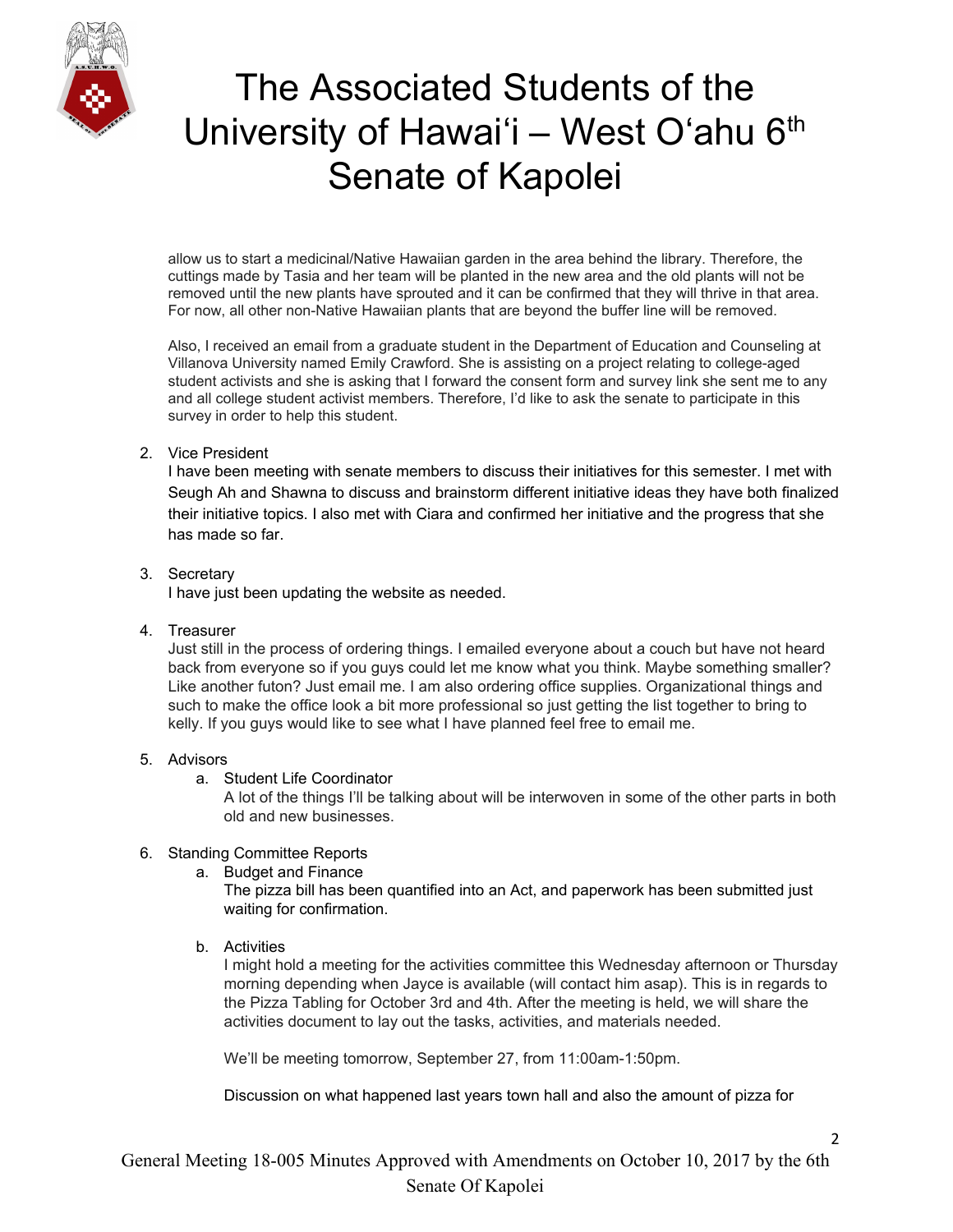allow us to start a medicinal/Native Hawaiian garden in the area behind the library. Therefore, the cuttings made by Tasia and her team will be planted in the new area and the old plants will not be removed until the new plants have sprouted and it can be confirmed that they will thrive in that area. For now, all other non-Native Hawaiian plants that are beyond the buffer line will be removed.

Also, I received an email from a graduate student in the Department of Education and Counseling at Villanova University named Emily Crawford. She is assisting on a project relating to college-aged student activists and she is asking that I forward the consent form and survey link she sent me to any and all college student activist members. Therefore, I'd like to ask the senate to participate in this survey in order to help this student.

2. Vice President

   I have been meeting with senate members to discuss their initiatives for this semester. I met with Seugh Ah and Shawna to discuss and brainstorm different initiative ideas they have both finalized their initiative topics. I also met with Ciara and confirmed her initiative and the progress that she has made so far.

3. Secretary

   I have just been updating the website as needed.

4. Treasurer

   Just still in the process of ordering things. I emailed everyone about a couch but have not heard back from everyone so if you guys could let me know what you think. Maybe something smaller? Like another futon? Just email me. I am also ordering office supplies. Organizational things and such to make the office look a bit more professional so just getting the list together to bring to kelly. If you guys would like to see what I have planned feel free to email me.

5. Advisors
   a. Student Life Coordinator

      A lot of the things I'll be talking about will be interwoven in some of the other parts in both old and new businesses.

6. Standing Committee Reports
   a. Budget and Finance

      The pizza bill has been quantified into an Act, and paperwork has been submitted just waiting for confirmation.

   b. Activities

      I might hold a meeting for the activities committee this Wednesday afternoon or Thursday morning depending when Jayce is available (will contact him asap). This is in regards to the Pizza Tabling for October 3rd and 4th. After the meeting is held, we will share the activities document to lay out the tasks, activities, and materials needed.

      We'll be meeting tomorrow, September 27, from 11:00am-1:50pm.

      Discussion on what happened last years town hall and also the amount of pizza for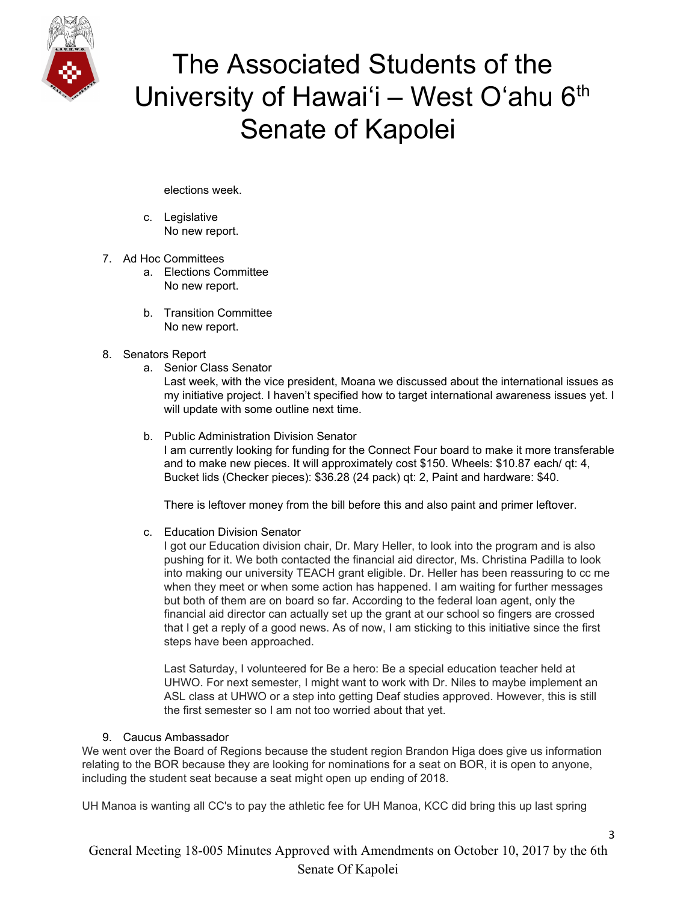elections week.

c. Legislative
   No new report.

7. Ad Hoc Committees
   a. Elections Committee
      No new report.

   b. Transition Committee
      No new report.

8. Senators Report
   a. Senior Class Senator
      Last week, with the vice president, Moana we discussed about the international issues as my initiative project. I haven't specified how to target international awareness issues yet. I will update with some outline next time.

   b. Public Administration Division Senator
      I am currently looking for funding for the Connect Four board to make it more transferable and to make new pieces. It will approximately cost $150. Wheels: $10.87 each/ qt: 4, Bucket lids (Checker pieces): $36.28 (24 pack) qt: 2, Paint and hardware: $40.

      There is leftover money from the bill before this and also paint and primer leftover.

   c. Education Division Senator
      I got our Education division chair, Dr. Mary Heller, to look into the program and is also pushing for it. We both contacted the financial aid director, Ms. Christina Padilla to look into making our university TEACH grant eligible. Dr. Heller has been reassuring to cc me when they meet or when some action has happened. I am waiting for further messages but both of them are on board so far. According to the federal loan agent, only the financial aid director can actually set up the grant at our school so fingers are crossed that I get a reply of a good news. As of now, I am sticking to this initiative since the first steps have been approached.

      Last Saturday, I volunteered for Be a hero: Be a special education teacher held at UHWO. For next semester, I might want to work with Dr. Niles to maybe implement an ASL class at UHWO or a step into getting Deaf studies approved. However, this is still the first semester so I am not too worried about that yet.

9. Caucus Ambassador

We went over the Board of Regions because the student region Brandon Higa does give us information relating to the BOR because they are looking for nominations for a seat on BOR, it is open to anyone, including the student seat because a seat might open up ending of 2018.

UH Manoa is wanting all CC's to pay the athletic fee for UH Manoa, KCC did bring this up last spring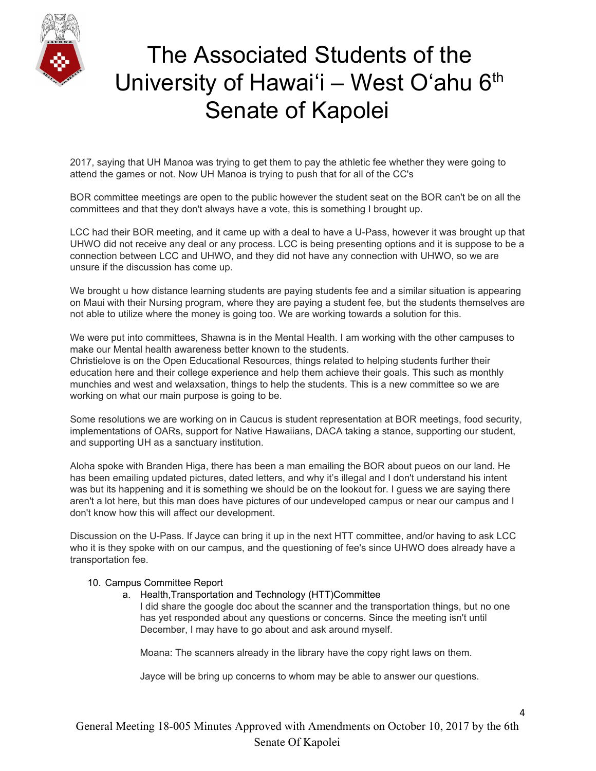2017, saying that UH Manoa was trying to get them to pay the athletic fee whether they were going to attend the games or not. Now UH Manoa is trying to push that for all of the CC's

BOR committee meetings are open to the public however the student seat on the BOR can't be on all the committees and that they don't always have a vote, this is something I brought up.

LCC had their BOR meeting, and it came up with a deal to have a U-Pass, however it was brought up that UHWO did not receive any deal or any process. LCC is being presenting options and it is suppose to be a connection between LCC and UHWO, and they did not have any connection with UHWO, so we are unsure if the discussion has come up.

We brought u how distance learning students are paying students fee and a similar situation is appearing on Maui with their Nursing program, where they are paying a student fee, but the students themselves are not able to utilize where the money is going too. We are working towards a solution for this.

We were put into committees, Shawna is in the Mental Health. I am working with the other campuses to make our Mental health awareness better known to the students.
Christielove is on the Open Educational Resources, things related to helping students further their education here and their college experience and help them achieve their goals. This such as monthly munchies and west and welaxsation, things to help the students. This is a new committee so we are working on what our main purpose is going to be.

Some resolutions we are working on in Caucus is student representation at BOR meetings, food security, implementations of OARs, support for Native Hawaiians, DACA taking a stance, supporting our student, and supporting UH as a sanctuary institution.

Aloha spoke with Branden Higa, there has been a man emailing the BOR about pueos on our land. He has been emailing updated pictures, dated letters, and why it's illegal and I don't understand his intent was but its happening and it is something we should be on the lookout for. I guess we are saying there aren't a lot here, but this man does have pictures of our undeveloped campus or near our campus and I don't know how this will affect our development.

Discussion on the U-Pass. If Jayce can bring it up in the next HTT committee, and/or having to ask LCC who it is they spoke with on our campus, and the questioning of fee's since UHWO does already have a transportation fee.

10. Campus Committee Report
    a. Health,Transportation and Technology (HTT)Committee

       I did share the google doc about the scanner and the transportation things, but no one has yet responded about any questions or concerns. Since the meeting isn't until December, I may have to go about and ask around myself.

       Moana: The scanners already in the library have the copy right laws on them.

       Jayce will be bring up concerns to whom may be able to answer our questions.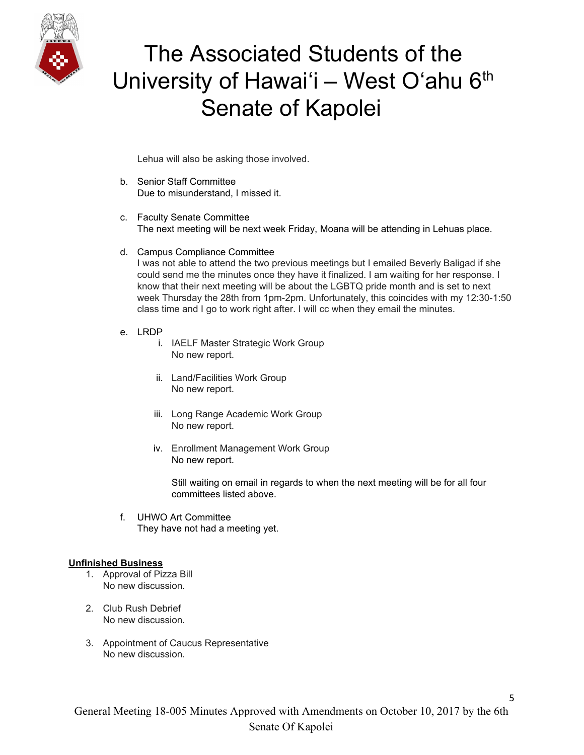Lehua will also be asking those involved.

b. Senior Staff Committee
   Due to misunderstand, I missed it.

c. Faculty Senate Committee
   The next meeting will be next week Friday, Moana will be attending in Lehuas place.

d. Campus Compliance Committee
   I was not able to attend the two previous meetings but I emailed Beverly Baligad if she could send me the minutes once they have it finalized. I am waiting for her response. I know that their next meeting will be about the LGBTQ pride month and is set to next week Thursday the 28th from 1pm-2pm. Unfortunately, this coincides with my 12:30-1:50 class time and I go to work right after. I will cc when they email the minutes.

e. LRDP
   i. IAELF Master Strategic Work Group
      No new report.

   ii. Land/Facilities Work Group
       No new report.

   iii. Long Range Academic Work Group
        No new report.

   iv. Enrollment Management Work Group
       No new report.

       Still waiting on email in regards to when the next meeting will be for all four committees listed above.

f. UHWO Art Committee
   They have not had a meeting yet.

**Unfinished Business**

1. Approval of Pizza Bill
   No new discussion.

2. Club Rush Debrief
   No new discussion.

3. Appointment of Caucus Representative
   No new discussion.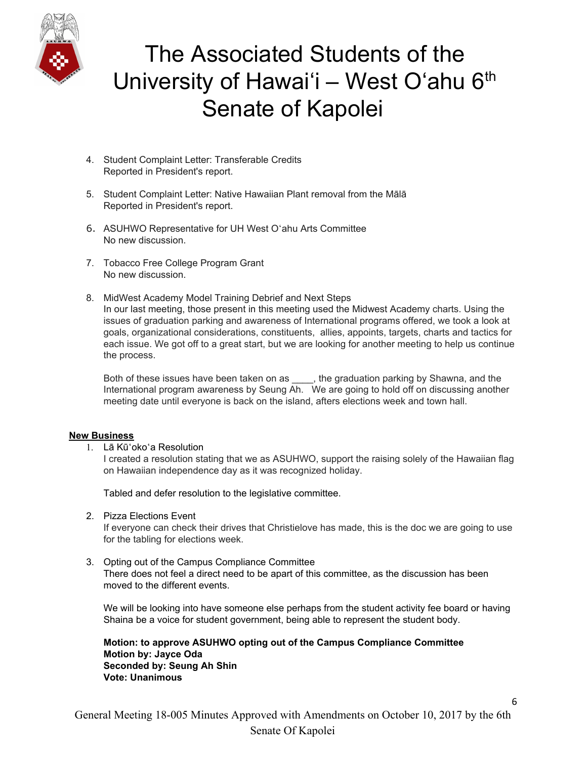4. Student Complaint Letter: Transferable Credits
   Reported in President's report.

5. Student Complaint Letter: Native Hawaiian Plant removal from the Mālā
   Reported in President's report.

6. ASUHWO Representative for UH West Oʻahu Arts Committee
   No new discussion.

7. Tobacco Free College Program Grant
   No new discussion.

8. MidWest Academy Model Training Debrief and Next Steps
   In our last meeting, those present in this meeting used the Midwest Academy charts. Using the issues of graduation parking and awareness of International programs offered, we took a look at goals, organizational considerations, constituents, allies, appoints, targets, charts and tactics for each issue. We got off to a great start, but we are looking for another meeting to help us continue the process.

   Both of these issues have been taken on as ____, the graduation parking by Shawna, and the International program awareness by Seung Ah. We are going to hold off on discussing another meeting date until everyone is back on the island, afters elections week and town hall.

**New Business**

1. Lā Kūʻokoʻa Resolution
   I created a resolution stating that we as ASUHWO, support the raising solely of the Hawaiian flag on Hawaiian independence day as it was recognized holiday.

   Tabled and defer resolution to the legislative committee.

2. Pizza Elections Event
   If everyone can check their drives that Christielove has made, this is the doc we are going to use for the tabling for elections week.

3. Opting out of the Campus Compliance Committee
   There does not feel a direct need to be apart of this committee, as the discussion has been moved to the different events.

   We will be looking into have someone else perhaps from the student activity fee board or having Shaina be a voice for student government, being able to represent the student body.

   **Motion: to approve ASUHWO opting out of the Campus Compliance Committee**
   **Motion by: Jayce Oda**
   **Seconded by: Seung Ah Shin**
   **Vote: Unanimous**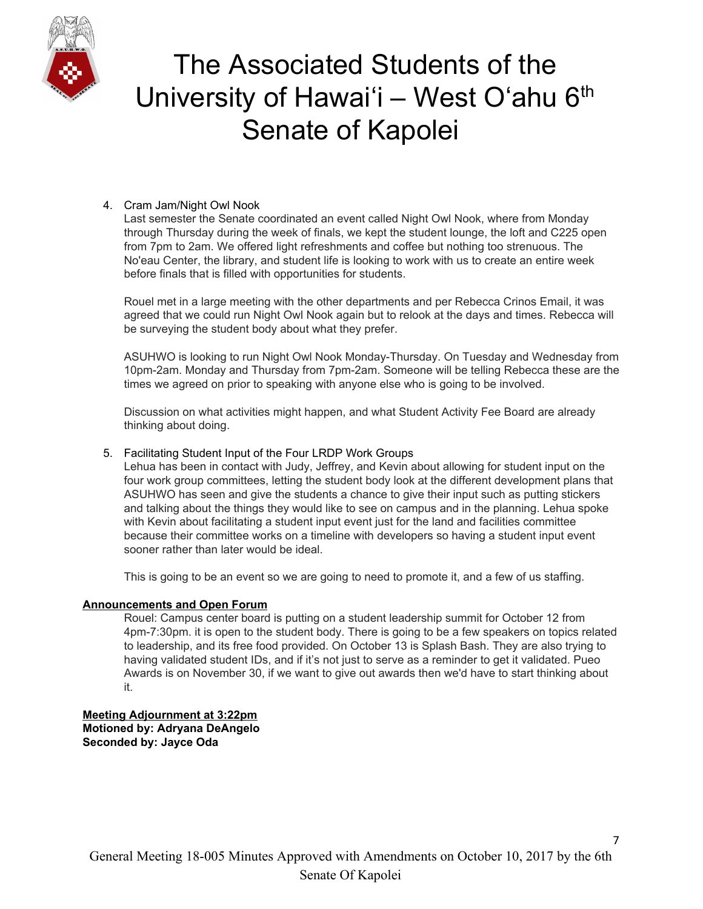4. Cram Jam/Night Owl Nook
   Last semester the Senate coordinated an event called Night Owl Nook, where from Monday through Thursday during the week of finals, we kept the student lounge, the loft and C225 open from 7pm to 2am. We offered light refreshments and coffee but nothing too strenuous. The No'eau Center, the library, and student life is looking to work with us to create an entire week before finals that is filled with opportunities for students.

   Rouel met in a large meeting with the other departments and per Rebecca Crinos Email, it was agreed that we could run Night Owl Nook again but to relook at the days and times. Rebecca will be surveying the student body about what they prefer.

   ASUHWO is looking to run Night Owl Nook Monday-Thursday. On Tuesday and Wednesday from 10pm-2am. Monday and Thursday from 7pm-2am. Someone will be telling Rebecca these are the times we agreed on prior to speaking with anyone else who is going to be involved.

   Discussion on what activities might happen, and what Student Activity Fee Board are already thinking about doing.

5. Facilitating Student Input of the Four LRDP Work Groups
   Lehua has been in contact with Judy, Jeffrey, and Kevin about allowing for student input on the four work group committees, letting the student body look at the different development plans that ASUHWO has seen and give the students a chance to give their input such as putting stickers and talking about the things they would like to see on campus and in the planning. Lehua spoke with Kevin about facilitating a student input event just for the land and facilities committee because their committee works on a timeline with developers so having a student input event sooner rather than later would be ideal.

   This is going to be an event so we are going to need to promote it, and a few of us staffing.

**Announcements and Open Forum**

Rouel: Campus center board is putting on a student leadership summit for October 12 from 4pm-7:30pm. it is open to the student body. There is going to be a few speakers on topics related to leadership, and its free food provided. On October 13 is Splash Bash. They are also trying to having validated student IDs, and if it's not just to serve as a reminder to get it validated. Pueo Awards is on November 30, if we want to give out awards then we'd have to start thinking about it.

**Meeting Adjournment at 3:22pm**
**Motioned by: Adryana DeAngelo**
**Seconded by: Jayce Oda**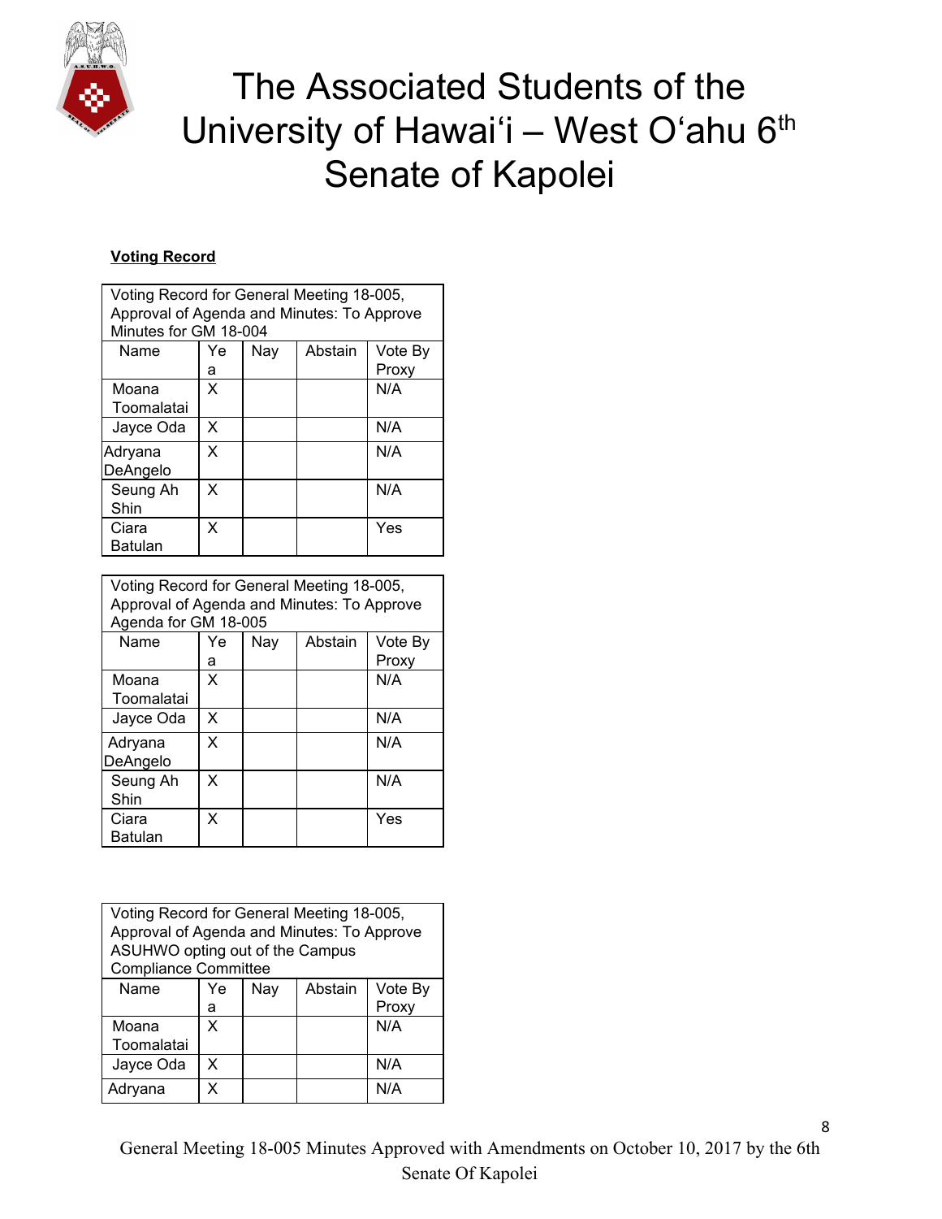# The Associated Students of the University of Hawaiʻi – West Oʻahu 6th Senate of Kapolei

**Voting Record**

| Voting Record for General Meeting 18-005, Approval of Agenda and Minutes: To Approve Minutes for GM 18-004 | | | | |
|---|---|---|---|---|
| Name | Yea | Nay | Abstain | Vote By Proxy |
| Moana Toomalatai | X | | | N/A |
| Jayce Oda | X | | | N/A |
| Adryana DeAngelo | X | | | N/A |
| Seung Ah Shin | X | | | N/A |
| Ciara Batulan | X | | | Yes |

| Voting Record for General Meeting 18-005, Approval of Agenda and Minutes: To Approve Agenda for GM 18-005 | | | | |
|---|---|---|---|---|
| Name | Yea | Nay | Abstain | Vote By Proxy |
| Moana Toomalatai | X | | | N/A |
| Jayce Oda | X | | | N/A |
| Adryana DeAngelo | X | | | N/A |
| Seung Ah Shin | X | | | N/A |
| Ciara Batulan | X | | | Yes |

| Voting Record for General Meeting 18-005, Approval of Agenda and Minutes: To Approve ASUHWO opting out of the Campus Compliance Committee | | | | |
|---|---|---|---|---|
| Name | Yea | Nay | Abstain | Vote By Proxy |
| Moana Toomalatai | X | | | N/A |
| Jayce Oda | X | | | N/A |
| Adryana | X | | | N/A |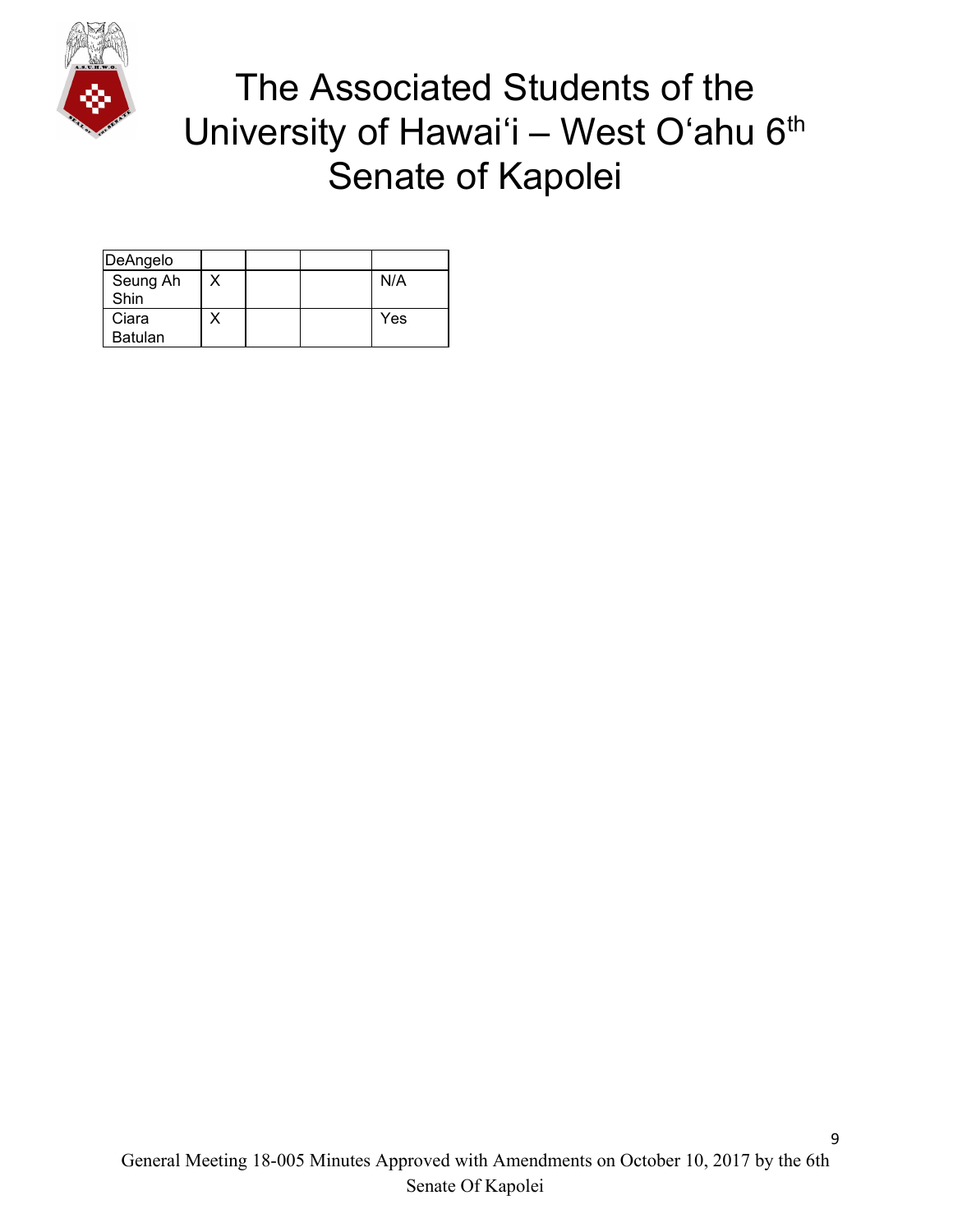| | | | | |
|---|---|---|---|---|
| DeAngelo | | | | |
| Seung Ah Shin | X | | | N/A |
| Ciara Batulan | X | | | Yes |